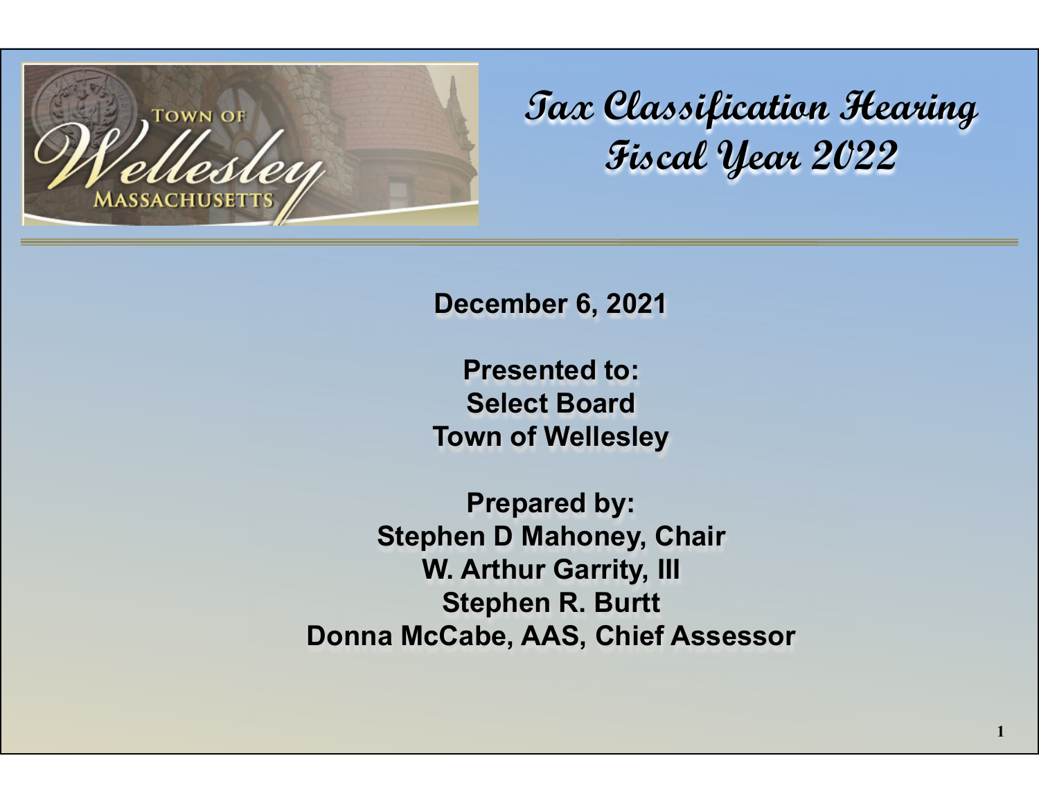# Tax Classification Hearing Fiscal Year 2022

**December 6, 2021**

**Presented to:**
**Select Board**
**Town of Wellesley**

**Prepared by:**
**Stephen D Mahoney, Chair**
**W. Arthur Garrity, III**
**Stephen R. Burtt**
**Donna McCabe, AAS, Chief Assessor**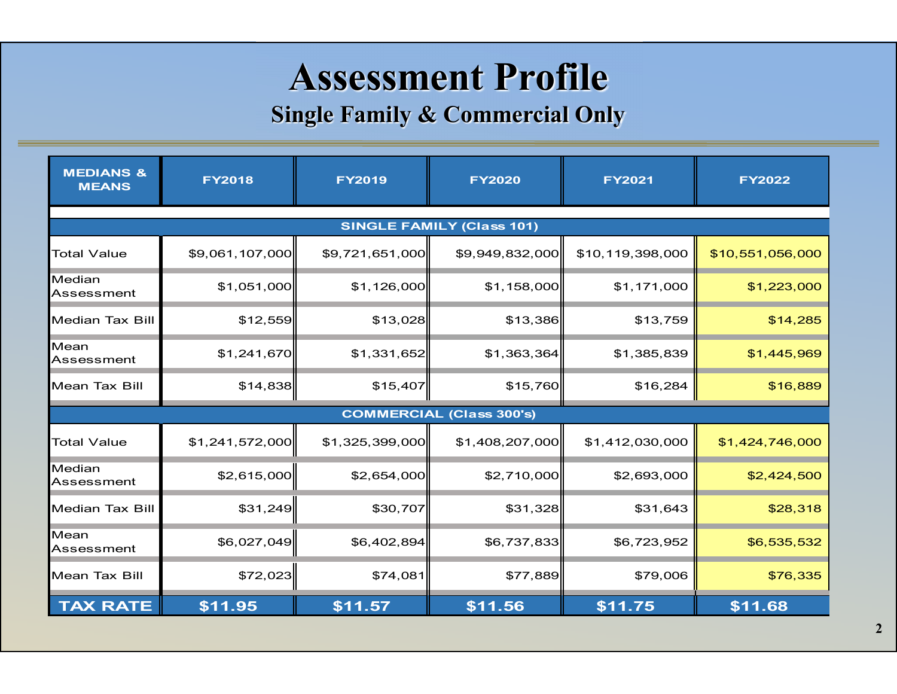# Assessment Profile

## Single Family & Commercial Only

| MEDIANS & MEANS | FY2018 | FY2019 | FY2020 | FY2021 | FY2022 |
|---|---|---|---|---|---|
| **SINGLE FAMILY (Class 101)** | | | | | |
| Total Value | $9,061,107,000 | $9,721,651,000 | $9,949,832,000 | $10,119,398,000 | $10,551,056,000 |
| Median Assessment | $1,051,000 | $1,126,000 | $1,158,000 | $1,171,000 | $1,223,000 |
| Median Tax Bill | $12,559 | $13,028 | $13,386 | $13,759 | $14,285 |
| Mean Assessment | $1,241,670 | $1,331,652 | $1,363,364 | $1,385,839 | $1,445,969 |
| Mean Tax Bill | $14,838 | $15,407 | $15,760 | $16,284 | $16,889 |
| **COMMERCIAL (Class 300's)** | | | | | |
| Total Value | $1,241,572,000 | $1,325,399,000 | $1,408,207,000 | $1,412,030,000 | $1,424,746,000 |
| Median Assessment | $2,615,000 | $2,654,000 | $2,710,000 | $2,693,000 | $2,424,500 |
| Median Tax Bill | $31,249 | $30,707 | $31,328 | $31,643 | $28,318 |
| Mean Assessment | $6,027,049 | $6,402,894 | $6,737,833 | $6,723,952 | $6,535,532 |
| Mean Tax Bill | $72,023 | $74,081 | $77,889 | $79,006 | $76,335 |
| **TAX RATE** | **$11.95** | **$11.57** | **$11.56** | **$11.75** | **$11.68** |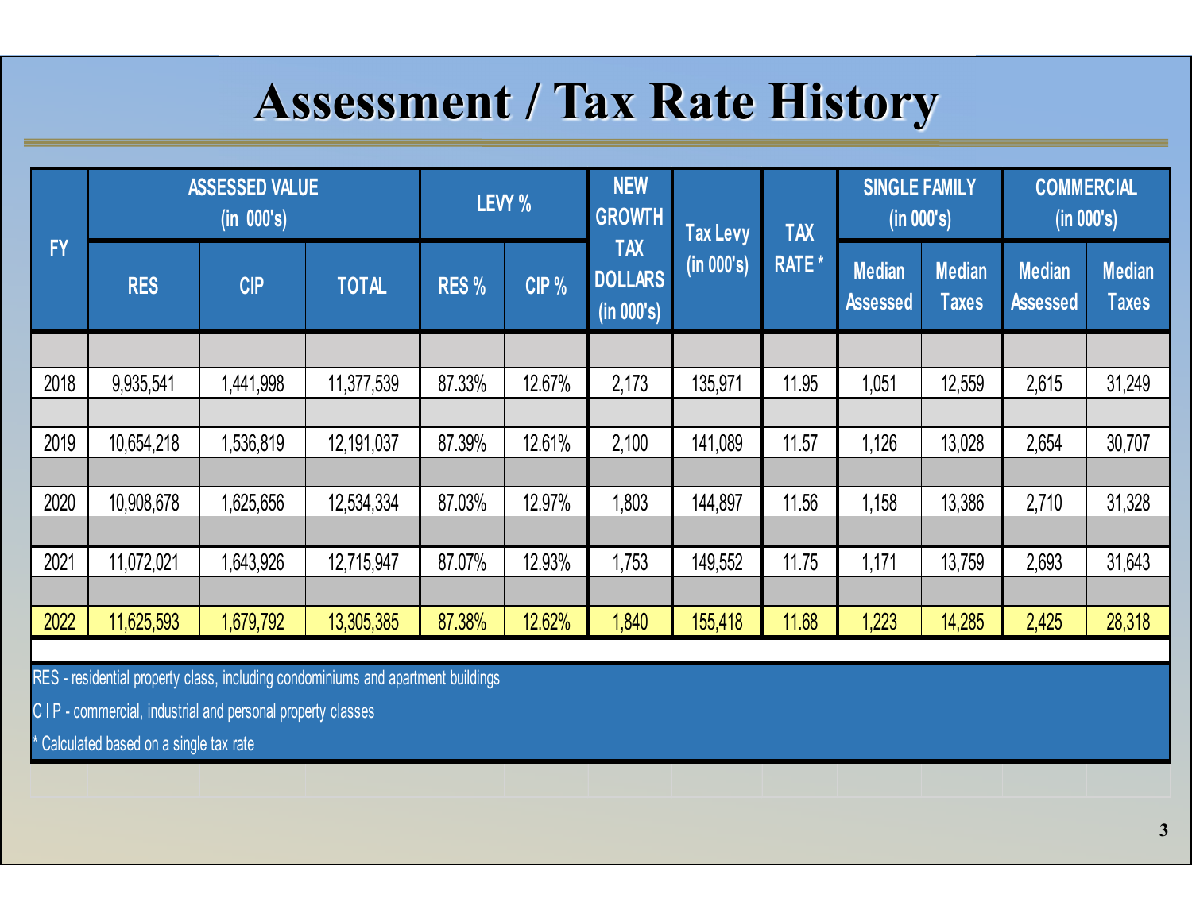# Assessment / Tax Rate History

| FY | ASSESSED VALUE (in 000's) | | | LEVY % | | NEW GROWTH TAX DOLLARS (in 000's) | Tax Levy (in 000's) | TAX RATE * | SINGLE FAMILY (in 000's) | | COMMERCIAL (in 000's) | |
|---|---|---|---|---|---|---|---|---|---|---|---|---|
| | RES | CIP | TOTAL | RES % | CIP % | | | | Median Assessed | Median Taxes | Median Assessed | Median Taxes |
| 2018 | 9,935,541 | 1,441,998 | 11,377,539 | 87.33% | 12.67% | 2,173 | 135,971 | 11.95 | 1,051 | 12,559 | 2,615 | 31,249 |
| 2019 | 10,654,218 | 1,536,819 | 12,191,037 | 87.39% | 12.61% | 2,100 | 141,089 | 11.57 | 1,126 | 13,028 | 2,654 | 30,707 |
| 2020 | 10,908,678 | 1,625,656 | 12,534,334 | 87.03% | 12.97% | 1,803 | 144,897 | 11.56 | 1,158 | 13,386 | 2,710 | 31,328 |
| 2021 | 11,072,021 | 1,643,926 | 12,715,947 | 87.07% | 12.93% | 1,753 | 149,552 | 11.75 | 1,171 | 13,759 | 2,693 | 31,643 |
| 2022 | 11,625,593 | 1,679,792 | 13,305,385 | 87.38% | 12.62% | 1,840 | 155,418 | 11.68 | 1,223 | 14,285 | 2,425 | 28,318 |

RES - residential property class, including condominiums and apartment buildings

C I P - commercial, industrial and personal property classes

* Calculated based on a single tax rate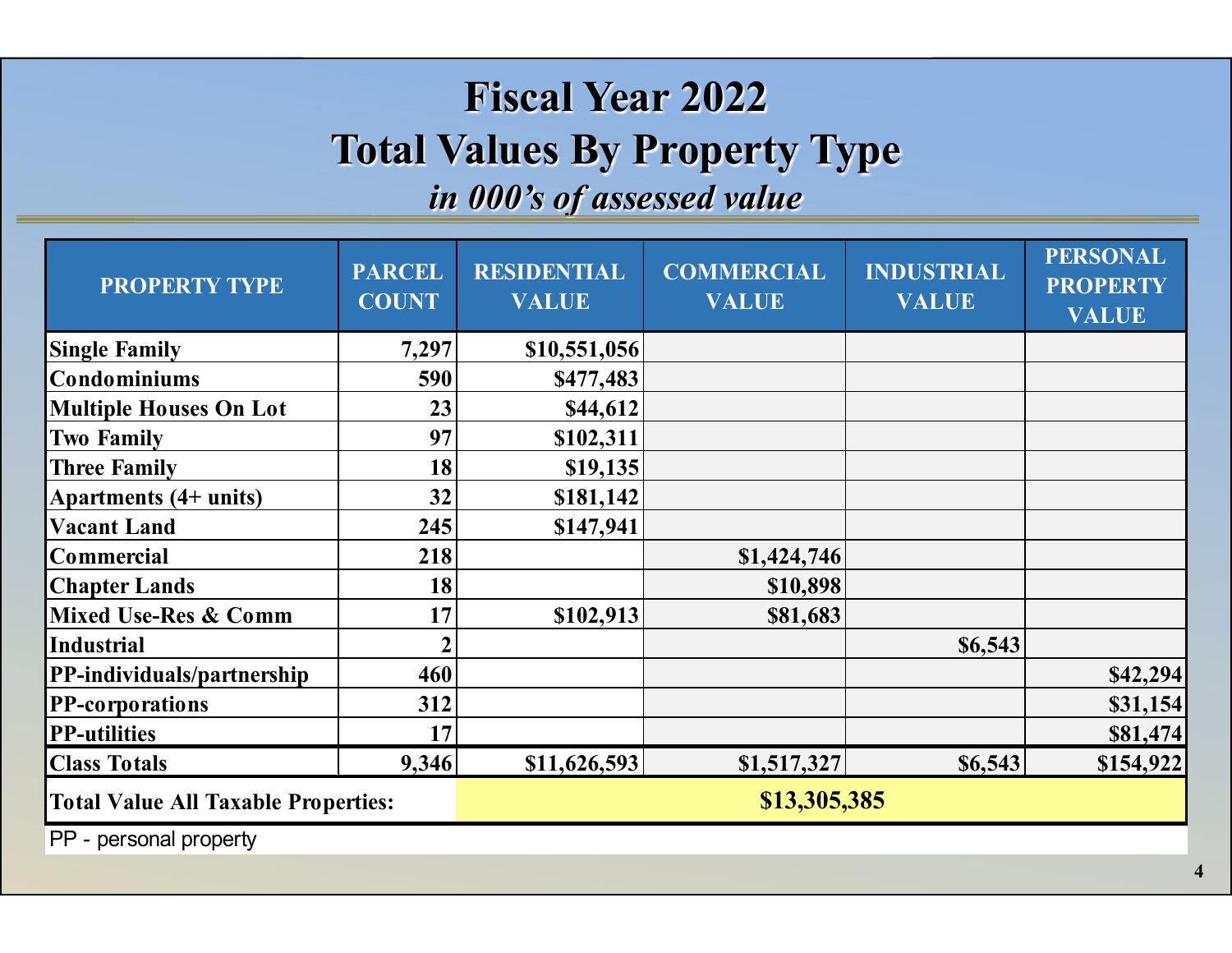# Fiscal Year 2022

# Total Values By Property Type

*in 000's of assessed value*

| PROPERTY TYPE | PARCEL COUNT | RESIDENTIAL VALUE | COMMERCIAL VALUE | INDUSTRIAL VALUE | PERSONAL PROPERTY VALUE |
|---|---|---|---|---|---|
| Single Family | 7,297 | $10,551,056 | | | |
| Condominiums | 590 | $477,483 | | | |
| Multiple Houses On Lot | 23 | $44,612 | | | |
| Two Family | 97 | $102,311 | | | |
| Three Family | 18 | $19,135 | | | |
| Apartments (4+ units) | 32 | $181,142 | | | |
| Vacant Land | 245 | $147,941 | | | |
| Commercial | 218 | | $1,424,746 | | |
| Chapter Lands | 18 | | $10,898 | | |
| Mixed Use-Res & Comm | 17 | $102,913 | $81,683 | | |
| Industrial | 2 | | | $6,543 | |
| PP-individuals/partnership | 460 | | | | $42,294 |
| PP-corporations | 312 | | | | $31,154 |
| PP-utilities | 17 | | | | $81,474 |
| Class Totals | 9,346 | $11,626,593 | $1,517,327 | $6,543 | $154,922 |
| **Total Value All Taxable Properties:** | | **$13,305,385** | | | |

PP - personal property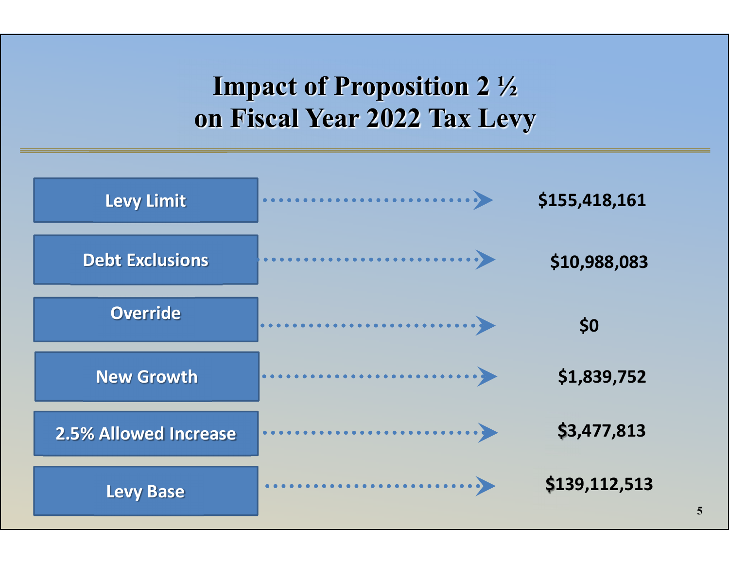# Impact of Proposition 2 ½ on Fiscal Year 2022 Tax Levy

| Item | Amount |
| --- | --- |
| Levy Limit | $155,418,161 |
| Debt Exclusions | $10,988,083 |
| Override | $0 |
| New Growth | $1,839,752 |
| 2.5% Allowed Increase | $3,477,813 |
| Levy Base | $139,112,513 |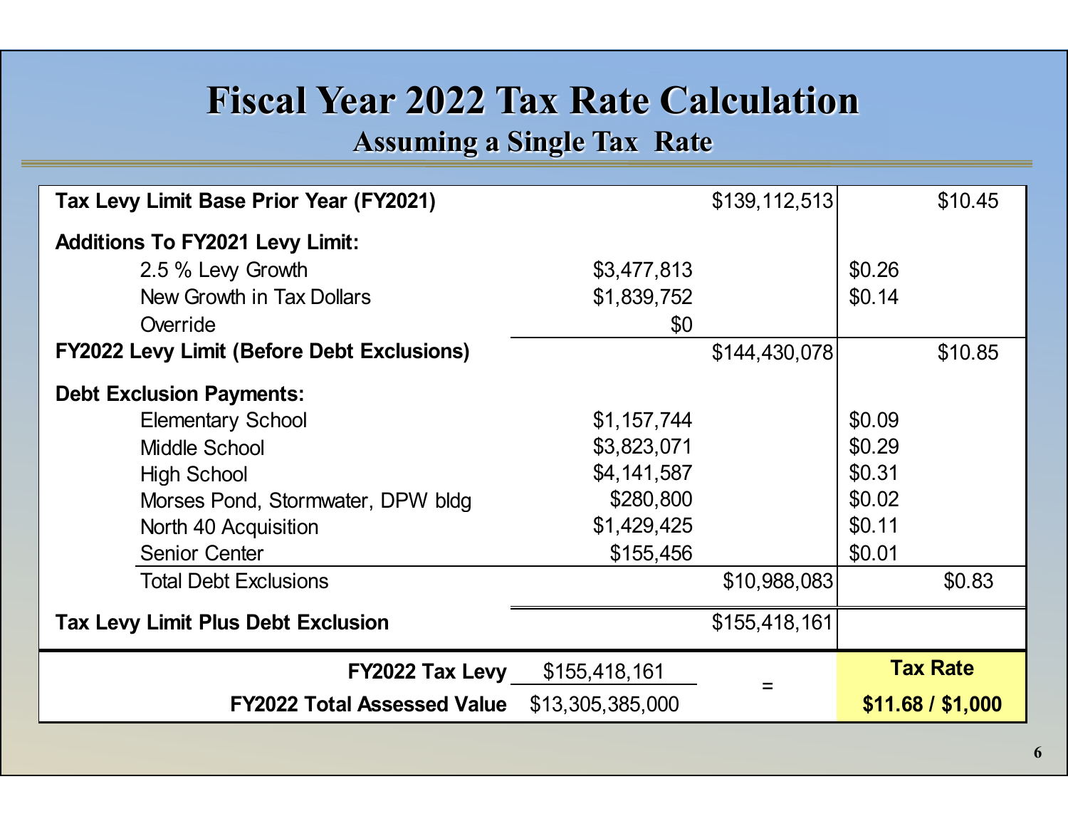# Fiscal Year 2022 Tax Rate Calculation

## Assuming a Single Tax Rate

| | | | | |
|---|---|---|---|---|
| **Tax Levy Limit Base Prior Year (FY2021)** | | $139,112,513 | | $10.45 |
| **Additions To FY2021 Levy Limit:** | | | | |
| 2.5 % Levy Growth | $3,477,813 | | $0.26 | |
| New Growth in Tax Dollars | $1,839,752 | | $0.14 | |
| Override | $0 | | | |
| **FY2022 Levy Limit (Before Debt Exclusions)** | | $144,430,078 | | $10.85 |
| **Debt Exclusion Payments:** | | | | |
| Elementary School | $1,157,744 | | $0.09 | |
| Middle School | $3,823,071 | | $0.29 | |
| High School | $4,141,587 | | $0.31 | |
| Morses Pond, Stormwater, DPW bldg | $280,800 | | $0.02 | |
| North 40 Acquisition | $1,429,425 | | $0.11 | |
| Senior Center | $155,456 | | $0.01 | |
| Total Debt Exclusions | | $10,988,083 | | $0.83 |
| **Tax Levy Limit Plus Debt Exclusion** | | $155,418,161 | | |

| | | | |
|---|---|---|---|
| **FY2022 Tax Levy** | $155,418,161 | = | **Tax Rate** |
| **FY2022 Total Assessed Value** | $13,305,385,000 | | **$11.68 / $1,000** |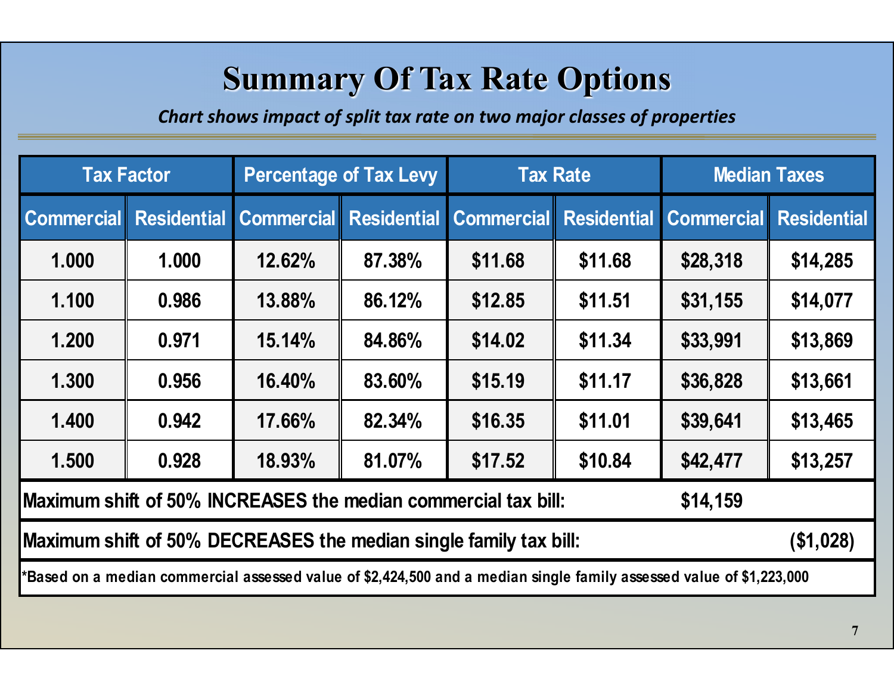# Summary Of Tax Rate Options

*Chart shows impact of split tax rate on two major classes of properties*

| Tax Factor | | Percentage of Tax Levy | | Tax Rate | | Median Taxes | |
|---|---|---|---|---|---|---|---|
| Commercial | Residential | Commercial | Residential | Commercial | Residential | Commercial | Residential |
| 1.000 | 1.000 | 12.62% | 87.38% | $11.68 | $11.68 | $28,318 | $14,285 |
| 1.100 | 0.986 | 13.88% | 86.12% | $12.85 | $11.51 | $31,155 | $14,077 |
| 1.200 | 0.971 | 15.14% | 84.86% | $14.02 | $11.34 | $33,991 | $13,869 |
| 1.300 | 0.956 | 16.40% | 83.60% | $15.19 | $11.17 | $36,828 | $13,661 |
| 1.400 | 0.942 | 17.66% | 82.34% | $16.35 | $11.01 | $39,641 | $13,465 |
| 1.500 | 0.928 | 18.93% | 81.07% | $17.52 | $10.84 | $42,477 | $13,257 |
| Maximum shift of 50% INCREASES the median commercial tax bill: | | | | | | $14,159 | |
| Maximum shift of 50% DECREASES the median single family tax bill: | | | | | | | ($1,028) |

*Based on a median commercial assessed value of $2,424,500 and a median single family assessed value of $1,223,000